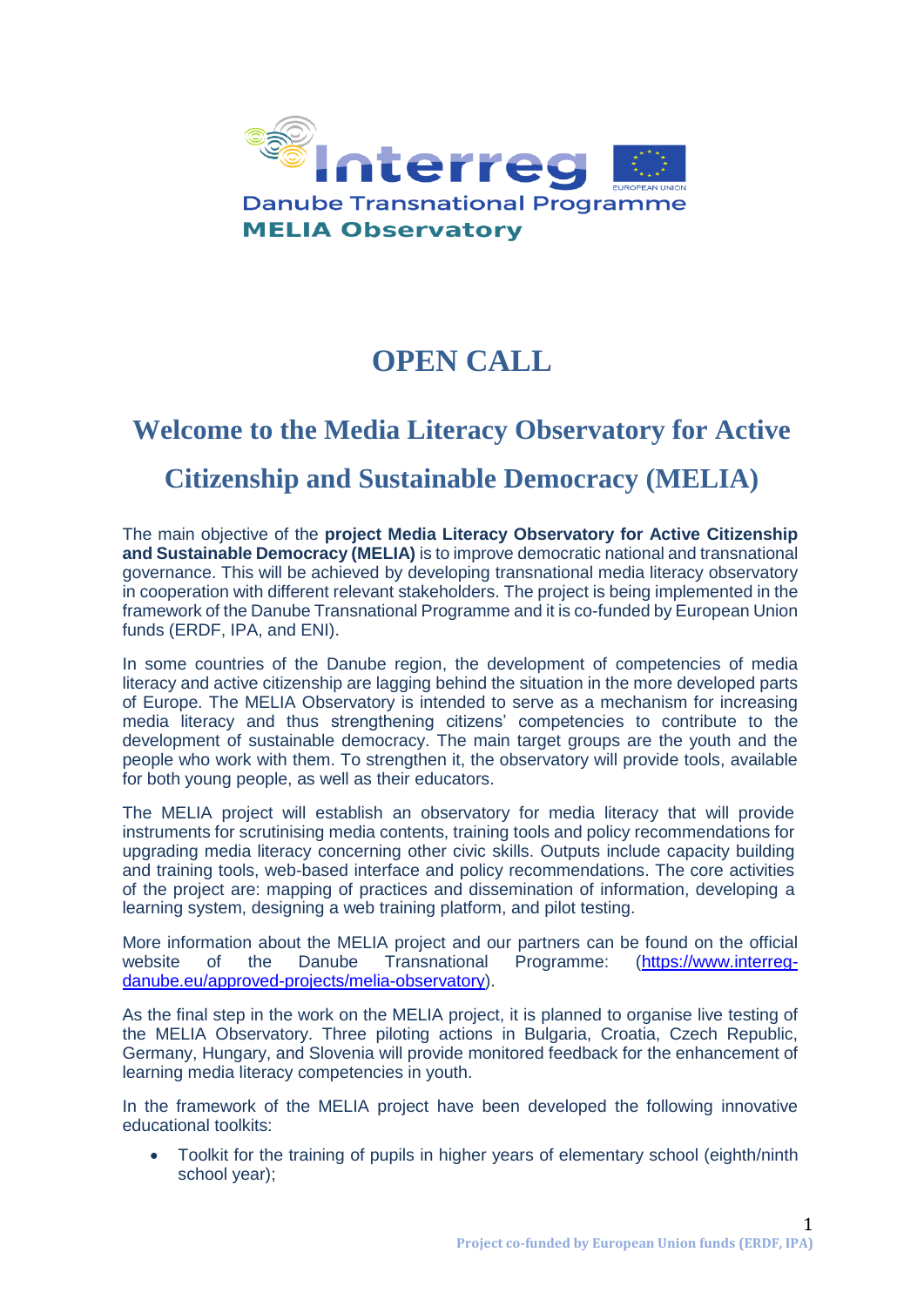Interreg
Danube Transnational Programme
MELIA Observatory

# OPEN CALL

## Welcome to the Media Literacy Observatory for Active Citizenship and Sustainable Democracy (MELIA)

The main objective of the **project Media Literacy Observatory for Active Citizenship and Sustainable Democracy (MELIA)** is to improve democratic national and transnational governance. This will be achieved by developing transnational media literacy observatory in cooperation with different relevant stakeholders. The project is being implemented in the framework of the Danube Transnational Programme and it is co-funded by European Union funds (ERDF, IPA, and ENI).

In some countries of the Danube region, the development of competencies of media literacy and active citizenship are lagging behind the situation in the more developed parts of Europe. The MELIA Observatory is intended to serve as a mechanism for increasing media literacy and thus strengthening citizens' competencies to contribute to the development of sustainable democracy. The main target groups are the youth and the people who work with them. To strengthen it, the observatory will provide tools, available for both young people, as well as their educators.

The MELIA project will establish an observatory for media literacy that will provide instruments for scrutinising media contents, training tools and policy recommendations for upgrading media literacy concerning other civic skills. Outputs include capacity building and training tools, web-based interface and policy recommendations. The core activities of the project are: mapping of practices and dissemination of information, developing a learning system, designing a web training platform, and pilot testing.

More information about the MELIA project and our partners can be found on the official website of the Danube Transnational Programme: (https://www.interreg-danube.eu/approved-projects/melia-observatory).

As the final step in the work on the MELIA project, it is planned to organise live testing of the MELIA Observatory. Three piloting actions in Bulgaria, Croatia, Czech Republic, Germany, Hungary, and Slovenia will provide monitored feedback for the enhancement of learning media literacy competencies in youth.

In the framework of the MELIA project have been developed the following innovative educational toolkits:

- Toolkit for the training of pupils in higher years of elementary school (eighth/ninth school year);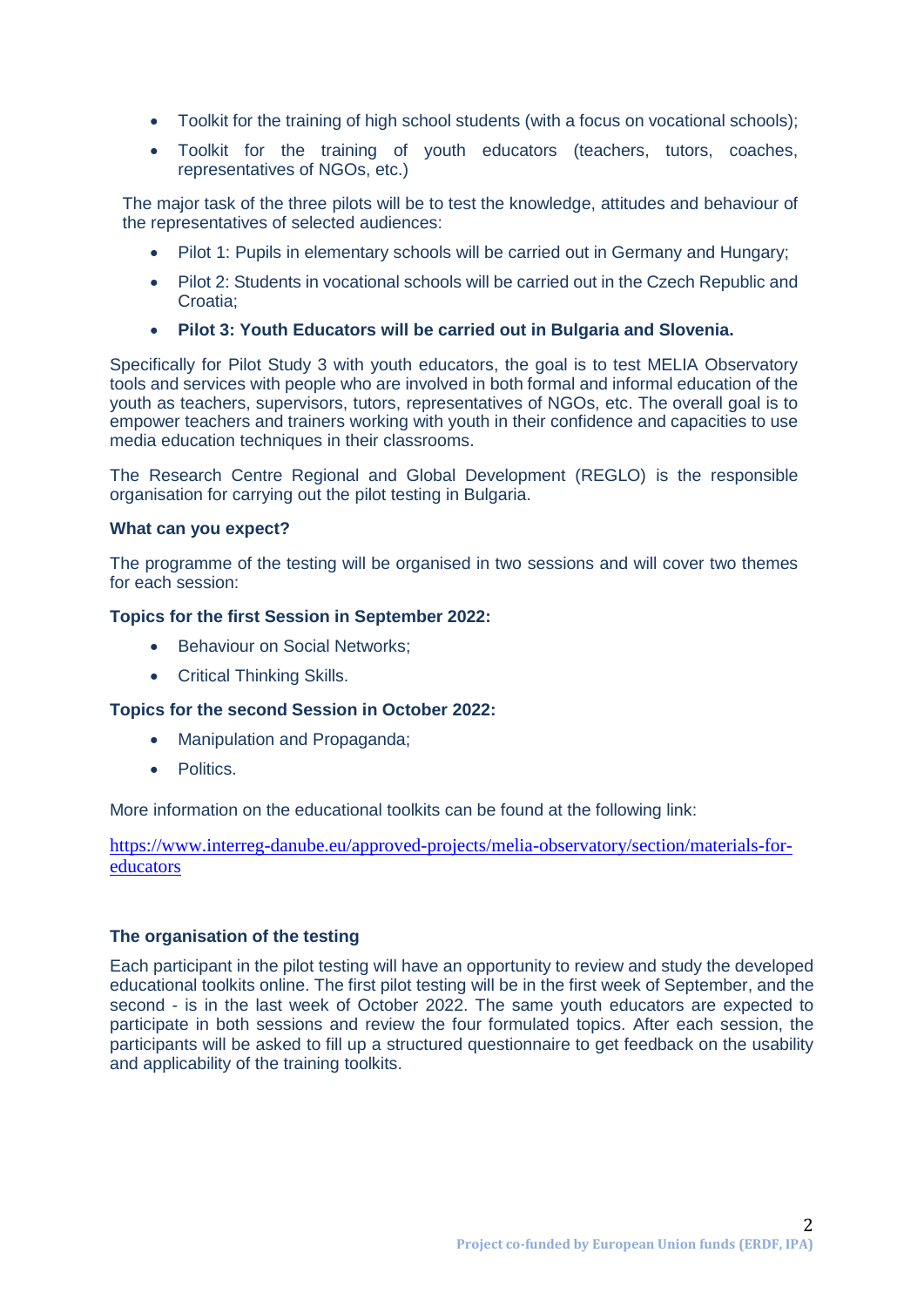- Toolkit for the training of high school students (with a focus on vocational schools);
- Toolkit for the training of youth educators (teachers, tutors, coaches, representatives of NGOs, etc.)

The major task of the three pilots will be to test the knowledge, attitudes and behaviour of the representatives of selected audiences:

- Pilot 1: Pupils in elementary schools will be carried out in Germany and Hungary;
- Pilot 2: Students in vocational schools will be carried out in the Czech Republic and Croatia;
- **Pilot 3: Youth Educators will be carried out in Bulgaria and Slovenia.**

Specifically for Pilot Study 3 with youth educators, the goal is to test MELIA Observatory tools and services with people who are involved in both formal and informal education of the youth as teachers, supervisors, tutors, representatives of NGOs, etc. The overall goal is to empower teachers and trainers working with youth in their confidence and capacities to use media education techniques in their classrooms.

The Research Centre Regional and Global Development (REGLO) is the responsible organisation for carrying out the pilot testing in Bulgaria.

**What can you expect?**

The programme of the testing will be organised in two sessions and will cover two themes for each session:

**Topics for the first Session in September 2022:**

- Behaviour on Social Networks;
- Critical Thinking Skills.

**Topics for the second Session in October 2022:**

- Manipulation and Propaganda;
- Politics.

More information on the educational toolkits can be found at the following link:

https://www.interreg-danube.eu/approved-projects/melia-observatory/section/materials-for-educators

**The organisation of the testing**

Each participant in the pilot testing will have an opportunity to review and study the developed educational toolkits online. The first pilot testing will be in the first week of September, and the second - is in the last week of October 2022. The same youth educators are expected to participate in both sessions and review the four formulated topics. After each session, the participants will be asked to fill up a structured questionnaire to get feedback on the usability and applicability of the training toolkits.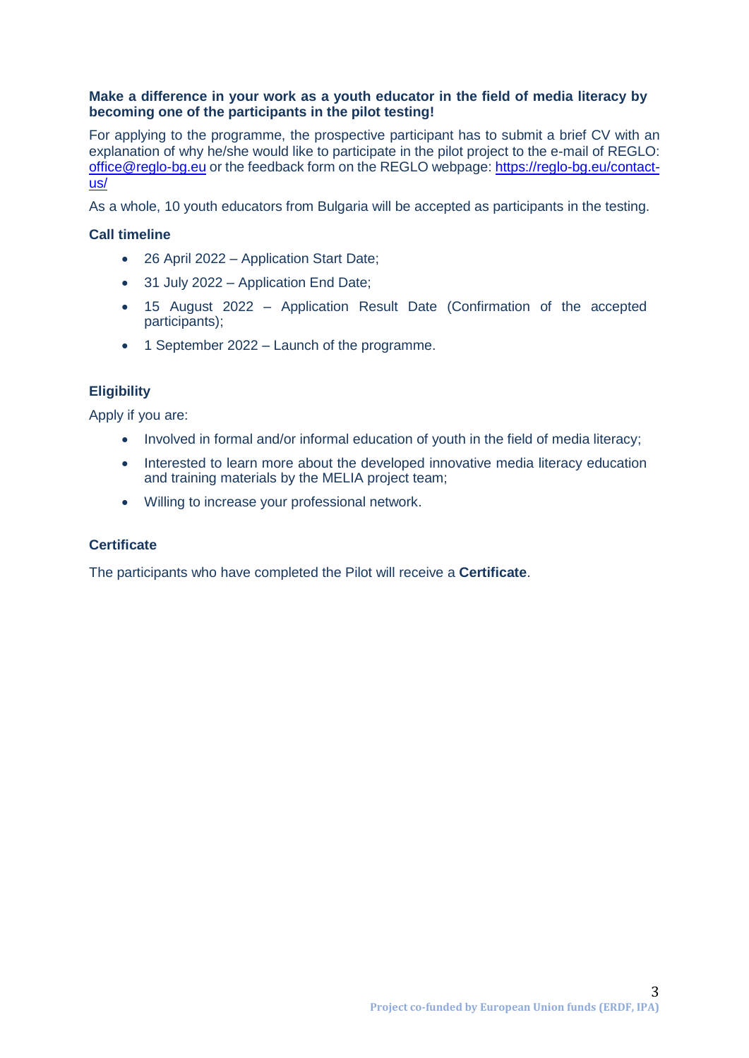**Make a difference in your work as a youth educator in the field of media literacy by becoming one of the participants in the pilot testing!**

For applying to the programme, the prospective participant has to submit a brief CV with an explanation of why he/she would like to participate in the pilot project to the e-mail of REGLO: office@reglo-bg.eu or the feedback form on the REGLO webpage: https://reglo-bg.eu/contact-us/

As a whole, 10 youth educators from Bulgaria will be accepted as participants in the testing.

### Call timeline

- 26 April 2022 – Application Start Date;
- 31 July 2022 – Application End Date;
- 15 August 2022 – Application Result Date (Confirmation of the accepted participants);
- 1 September 2022 – Launch of the programme.

### Eligibility

Apply if you are:

- Involved in formal and/or informal education of youth in the field of media literacy;
- Interested to learn more about the developed innovative media literacy education and training materials by the MELIA project team;
- Willing to increase your professional network.

### Certificate

The participants who have completed the Pilot will receive a **Certificate**.